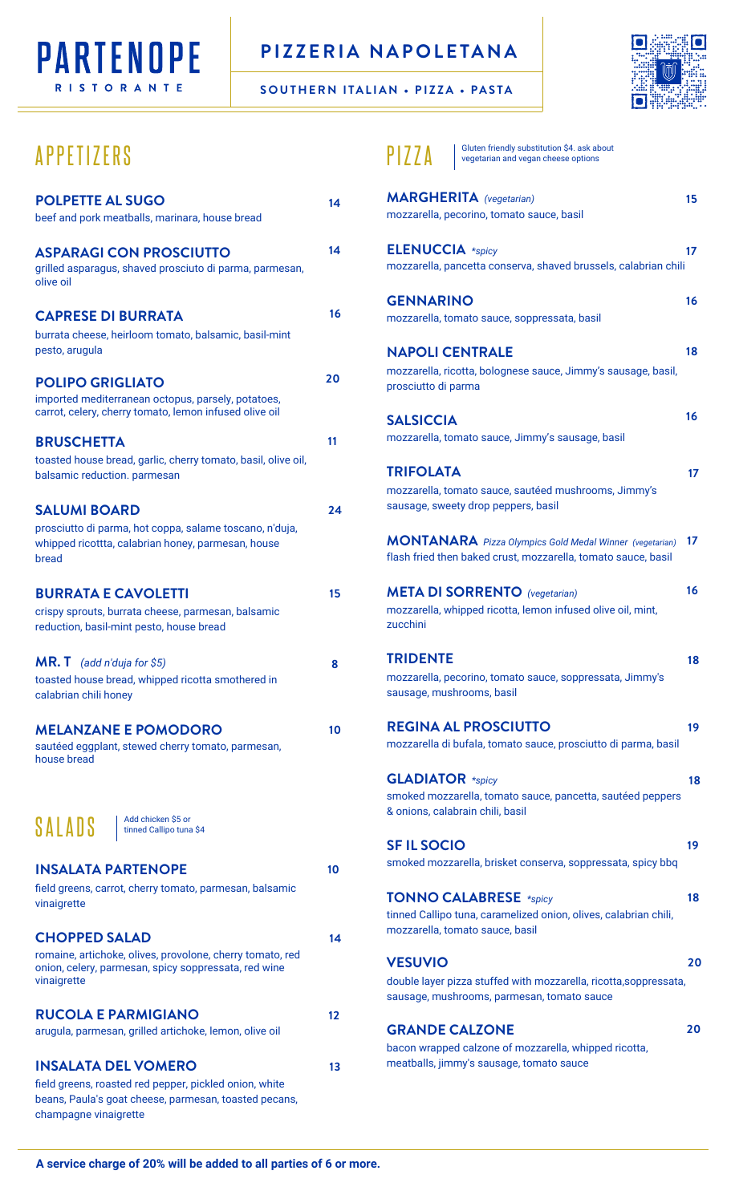# PARTENOPE

**RISTORANTE**

## PIZZERIA NAPOLETANA

**SOUTHERN ITALIAN • PIZZA • PASTA**

## APPETIZERS

**POLPETTE AL SUGO** — 14
beef and pork meatballs, marinara, house bread

**ASPARAGI CON PROSCIUTTO** — 14
grilled asparagus, shaved prosciuto di parma, parmesan, olive oil

**CAPRESE DI BURRATA** — 16
burrata cheese, heirloom tomato, balsamic, basil-mint pesto, arugula

**POLIPO GRIGLIATO** — 20
imported mediterranean octopus, parsely, potatoes, carrot, celery, cherry tomato, lemon infused olive oil

**BRUSCHETTA** — 11
toasted house bread, garlic, cherry tomato, basil, olive oil, balsamic reduction. parmesan

**SALUMI BOARD** — 24
prosciutto di parma, hot coppa, salame toscano, n'duja, whipped ricottta, calabrian honey, parmesan, house bread

**BURRATA E CAVOLETTI** — 15
crispy sprouts, burrata cheese, parmesan, balsamic reduction, basil-mint pesto, house bread

**MR. T** *(add n'duja for $5)* — 8
toasted house bread, whipped ricotta smothered in calabrian chili honey

**MELANZANE E POMODORO** — 10
sautéed eggplant, stewed cherry tomato, parmesan, house bread

## SALADS

Add chicken $5 or tinned Callipo tuna $4

**INSALATA PARTENOPE** — 10
field greens, carrot, cherry tomato, parmesan, balsamic vinaigrette

**CHOPPED SALAD** — 14
romaine, artichoke, olives, provolone, cherry tomato, red onion, celery, parmesan, spicy soppressata, red wine vinaigrette

**RUCOLA E PARMIGIANO** — 12
arugula, parmesan, grilled artichoke, lemon, olive oil

**INSALATA DEL VOMERO** — 13
field greens, roasted red pepper, pickled onion, white beans, Paula's goat cheese, parmesan, toasted pecans, champagne vinaigrette

## PIZZA

Gluten friendly substitution $4. ask about vegetarian and vegan cheese options

**MARGHERITA** *(vegetarian)* — 15
mozzarella, pecorino, tomato sauce, basil

**ELENUCCIA** *\*spicy* — 17
mozzarella, pancetta conserva, shaved brussels, calabrian chili

**GENNARINO** — 16
mozzarella, tomato sauce, soppressata, basil

**NAPOLI CENTRALE** — 18
mozzarella, ricotta, bolognese sauce, Jimmy's sausage, basil, prosciutto di parma

**SALSICCIA** — 16
mozzarella, tomato sauce, Jimmy's sausage, basil

**TRIFOLATA** — 17
mozzarella, tomato sauce, sautéed mushrooms, Jimmy's sausage, sweety drop peppers, basil

**MONTANARA** *Pizza Olympics Gold Medal Winner (vegetarian)* — 17
flash fried then baked crust, mozzarella, tomato sauce, basil

**META DI SORRENTO** *(vegetarian)* — 16
mozzarella, whipped ricotta, lemon infused olive oil, mint, zucchini

**TRIDENTE** — 18
mozzarella, pecorino, tomato sauce, soppressata, Jimmy's sausage, mushrooms, basil

**REGINA AL PROSCIUTTO** — 19
mozzarella di bufala, tomato sauce, prosciutto di parma, basil

**GLADIATOR** *\*spicy* — 18
smoked mozzarella, tomato sauce, pancetta, sautéed peppers & onions, calabrain chili, basil

**SF IL SOCIO** — 19
smoked mozzarella, brisket conserva, soppressata, spicy bbq

**TONNO CALABRESE** *\*spicy* — 18
tinned Callipo tuna, caramelized onion, olives, calabrian chili, mozzarella, tomato sauce, basil

**VESUVIO** — 20
double layer pizza stuffed with mozzarella, ricotta,soppressata, sausage, mushrooms, parmesan, tomato sauce

**GRANDE CALZONE** — 20
bacon wrapped calzone of mozzarella, whipped ricotta, meatballs, jimmy's sausage, tomato sauce

**A service charge of 20% will be added to all parties of 6 or more.**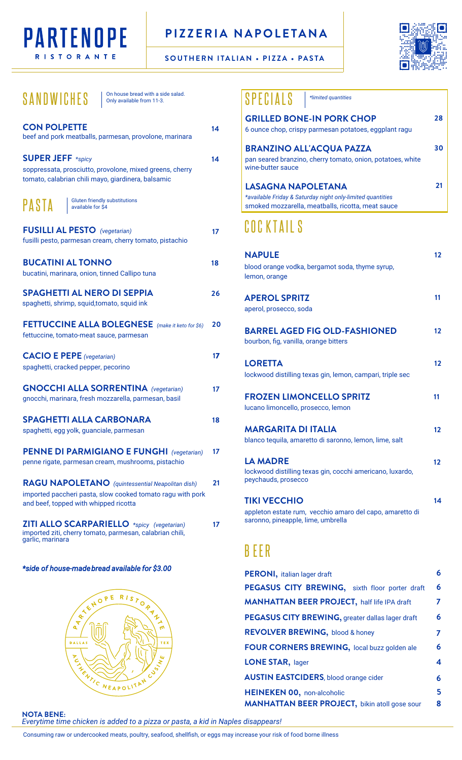# PARTENOPE
**RISTORANTE**

## PIZZERIA NAPOLETANA

**SOUTHERN ITALIAN • PIZZA • PASTA**

## SANDWICHES

On house bread with a side salad. Only available from 11-3.

**CON POLPETTE** — 14
beef and pork meatballs, parmesan, provolone, marinara

**SUPER JEFF** *\*spicy* — 14
soppressata, prosciutto, provolone, mixed greens, cherry tomato, calabrian chili mayo, giardinera, balsamic

## PASTA

Gluten friendly substitutions available for $4

**FUSILLI AL PESTO** *(vegetarian)* — 17
fusilli pesto, parmesan cream, cherry tomato, pistachio

**BUCATINI AL TONNO** — 18
bucatini, marinara, onion, tinned Callipo tuna

**SPAGHETTI AL NERO DI SEPPIA** — 26
spaghetti, shrimp, squid,tomato, squid ink

**FETTUCCINE ALLA BOLEGNESE** *(make it keto for $6)* — 20
fettuccine, tomato-meat sauce, parmesan

**CACIO E PEPE** *(vegetarian)* — 17
spaghetti, cracked pepper, pecorino

**GNOCCHI ALLA SORRENTINA** *(vegetarian)* — 17
gnocchi, marinara, fresh mozzarella, parmesan, basil

**SPAGHETTI ALLA CARBONARA** — 18
spaghetti, egg yolk, guanciale, parmesan

**PENNE DI PARMIGIANO E FUNGHI** *(vegetarian)* — 17
penne rigate, parmesan cream, mushrooms, pistachio

**RAGU NAPOLETANO** *(quintessential Neapolitan dish)* — 21
imported paccheri pasta, slow cooked tomato ragu with pork and beef, topped with whipped ricotta

**ZITI ALLO SCARPARIELLO** *\*spicy (vegetarian)* — 17
imported ziti, cherry tomato, parmesan, calabrian chili, garlic, marinara

***side of house-made bread available for $3.00***

## SPECIALS

*\*limited quantities*

**GRILLED BONE-IN PORK CHOP** — 28
6 ounce chop, crispy parmesan potatoes, eggplant ragu

**BRANZINO ALL'ACQUA PAZZA** — 30
pan seared branzino, cherry tomato, onion, potatoes, white wine-butter sauce

**LASAGNA NAPOLETANA** — 21
*\*available Friday & Saturday night only-limited quantities*
smoked mozzarella, meatballs, ricotta, meat sauce

## COCKTAILS

**NAPULE** — 12
blood orange vodka, bergamot soda, thyme syrup, lemon, orange

**APEROL SPRITZ** — 11
aperol, prosecco, soda

**BARREL AGED FIG OLD-FASHIONED** — 12
bourbon, fig, vanilla, orange bitters

**LORETTA** — 12
lockwood distilling texas gin, lemon, campari, triple sec

**FROZEN LIMONCELLO SPRITZ** — 11
lucano limoncello, prosecco, lemon

**MARGARITA DI ITALIA** — 12
blanco tequila, amaretto di saronno, lemon, lime, salt

**LA MADRE** — 12
lockwood distilling texas gin, cocchi americano, luxardo, peychauds, prosecco

**TIKI VECCHIO** — 14
appleton estate rum, vecchio amaro del capo, amaretto di saronno, pineapple, lime, umbrella

## BEER

| | |
|---|---|
| **PERONI,** italian lager draft | 6 |
| **PEGASUS CITY BREWING,** sixth floor porter draft | 6 |
| **MANHATTAN BEER PROJECT,** half life IPA draft | 7 |
| **PEGASUS CITY BREWING,** greater dallas lager draft | 6 |
| **REVOLVER BREWING,** blood & honey | 7 |
| **FOUR CORNERS BREWING,** local buzz golden ale | 6 |
| **LONE STAR,** lager | 4 |
| **AUSTIN EASTCIDERS,** blood orange cider | 6 |
| **HEINEKEN 00,** non-alcoholic | 5 |
| **MANHATTAN BEER PROJECT,** bikin atoll gose sour | 8 |

PARTENOPE RISTORANTE — DALLAS TEX — AUTHENTIC NEAPOLITAN CUISINE

**NOTA BENE:**
*Everytime time chicken is added to a pizza or pasta, a kid in Naples disappears!*

Consuming raw or undercooked meats, poultry, seafood, shellfish, or eggs may increase your risk of food borne illness